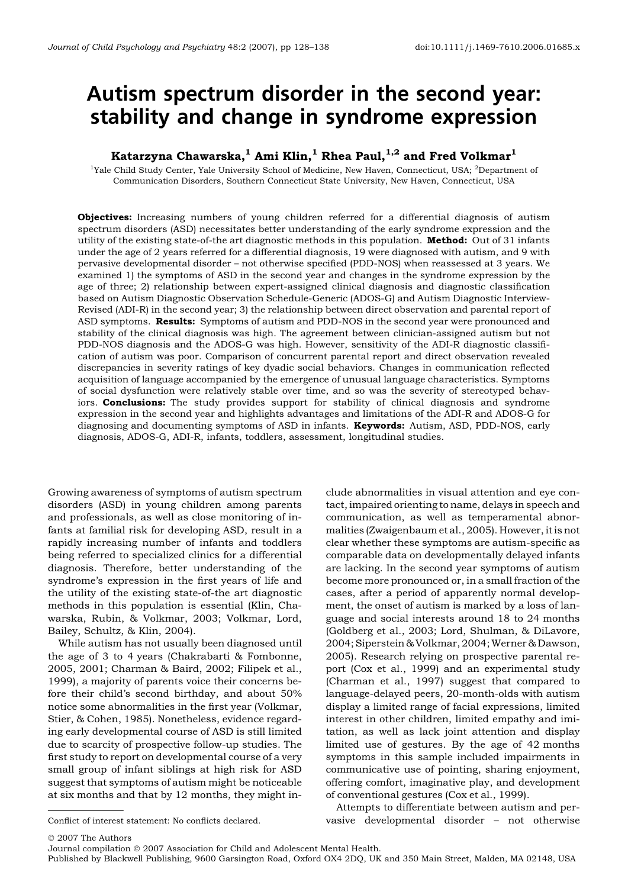# Autism spectrum disorder in the second year: stability and change in syndrome expression

**Katarzyna Chawarska,[1] Ami Klin,[1] Rhea Paul,[1,2] and Fred Volkmar[1]**

[1]Yale Child Study Center, Yale University School of Medicine, New Haven, Connecticut, USA; [2]Department of Communication Disorders, Southern Connecticut State University, New Haven, Connecticut, USA

**Objectives:** Increasing numbers of young children referred for a differential diagnosis of autism spectrum disorders (ASD) necessitates better understanding of the early syndrome expression and the utility of the existing state-of-the art diagnostic methods in this population. **Method:** Out of 31 infants under the age of 2 years referred for a differential diagnosis, 19 were diagnosed with autism, and 9 with pervasive developmental disorder – not otherwise specified (PDD-NOS) when reassessed at 3 years. We examined 1) the symptoms of ASD in the second year and changes in the syndrome expression by the age of three; 2) relationship between expert-assigned clinical diagnosis and diagnostic classification based on Autism Diagnostic Observation Schedule-Generic (ADOS-G) and Autism Diagnostic Interview-Revised (ADI-R) in the second year; 3) the relationship between direct observation and parental report of ASD symptoms. **Results:** Symptoms of autism and PDD-NOS in the second year were pronounced and stability of the clinical diagnosis was high. The agreement between clinician-assigned autism but not PDD-NOS diagnosis and the ADOS-G was high. However, sensitivity of the ADI-R diagnostic classification of autism was poor. Comparison of concurrent parental report and direct observation revealed discrepancies in severity ratings of key dyadic social behaviors. Changes in communication reflected acquisition of language accompanied by the emergence of unusual language characteristics. Symptoms of social dysfunction were relatively stable over time, and so was the severity of stereotyped behaviors. **Conclusions:** The study provides support for stability of clinical diagnosis and syndrome expression in the second year and highlights advantages and limitations of the ADI-R and ADOS-G for diagnosing and documenting symptoms of ASD in infants. **Keywords:** Autism, ASD, PDD-NOS, early diagnosis, ADOS-G, ADI-R, infants, toddlers, assessment, longitudinal studies.

Growing awareness of symptoms of autism spectrum disorders (ASD) in young children among parents and professionals, as well as close monitoring of infants at familial risk for developing ASD, result in a rapidly increasing number of infants and toddlers being referred to specialized clinics for a differential diagnosis. Therefore, better understanding of the syndrome's expression in the first years of life and the utility of the existing state-of-the art diagnostic methods in this population is essential (Klin, Chawarska, Rubin, & Volkmar, 2003; Volkmar, Lord, Bailey, Schultz, & Klin, 2004).

While autism has not usually been diagnosed until the age of 3 to 4 years (Chakrabarti & Fombonne, 2005, 2001; Charman & Baird, 2002; Filipek et al., 1999), a majority of parents voice their concerns before their child's second birthday, and about 50% notice some abnormalities in the first year (Volkmar, Stier, & Cohen, 1985). Nonetheless, evidence regarding early developmental course of ASD is still limited due to scarcity of prospective follow-up studies. The first study to report on developmental course of a very small group of infant siblings at high risk for ASD suggest that symptoms of autism might be noticeable at six months and that by 12 months, they might include abnormalities in visual attention and eye contact, impaired orienting to name, delays in speech and communication, as well as temperamental abnormalities (Zwaigenbaum et al., 2005). However, it is not clear whether these symptoms are autism-specific as comparable data on developmentally delayed infants are lacking. In the second year symptoms of autism become more pronounced or, in a small fraction of the cases, after a period of apparently normal development, the onset of autism is marked by a loss of language and social interests around 18 to 24 months (Goldberg et al., 2003; Lord, Shulman, & DiLavore, 2004; Siperstein & Volkmar, 2004; Werner & Dawson, 2005). Research relying on prospective parental report (Cox et al., 1999) and an experimental study (Charman et al., 1997) suggest that compared to language-delayed peers, 20-month-olds with autism display a limited range of facial expressions, limited interest in other children, limited empathy and imitation, as well as lack joint attention and display limited use of gestures. By the age of 42 months symptoms in this sample included impairments in communicative use of pointing, sharing enjoyment, offering comfort, imaginative play, and development of conventional gestures (Cox et al., 1999).

Attempts to differentiate between autism and pervasive developmental disorder – not otherwise

Conflict of interest statement: No conflicts declared.

© 2007 The Authors
Journal compilation © 2007 Association for Child and Adolescent Mental Health.
Published by Blackwell Publishing, 9600 Garsington Road, Oxford OX4 2DQ, UK and 350 Main Street, Malden, MA 02148, USA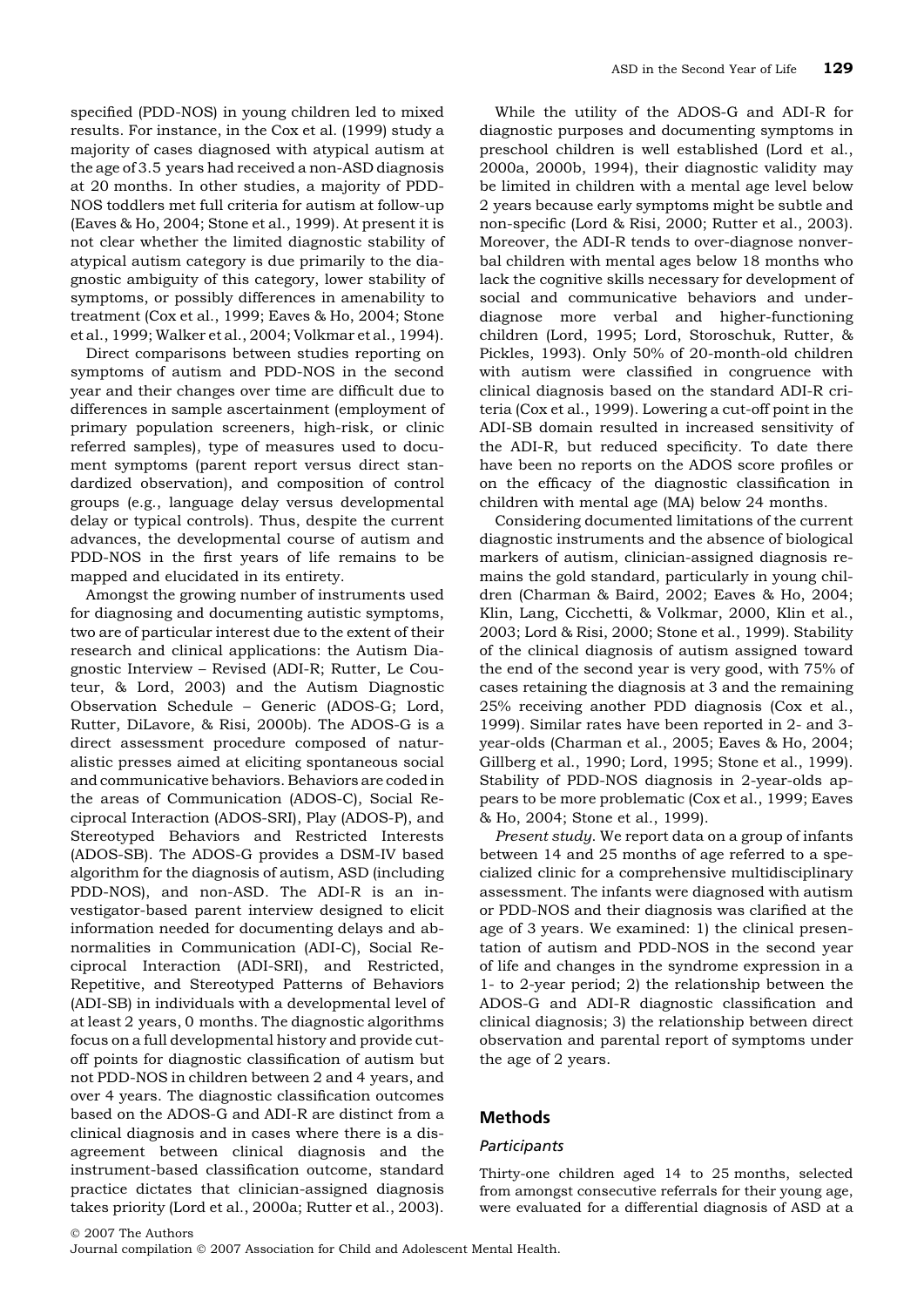specified (PDD-NOS) in young children led to mixed results. For instance, in the Cox et al. (1999) study a majority of cases diagnosed with atypical autism at the age of 3.5 years had received a non-ASD diagnosis at 20 months. In other studies, a majority of PDD-NOS toddlers met full criteria for autism at follow-up (Eaves & Ho, 2004; Stone et al., 1999). At present it is not clear whether the limited diagnostic stability of atypical autism category is due primarily to the diagnostic ambiguity of this category, lower stability of symptoms, or possibly differences in amenability to treatment (Cox et al., 1999; Eaves & Ho, 2004; Stone et al., 1999; Walker et al., 2004; Volkmar et al., 1994).

Direct comparisons between studies reporting on symptoms of autism and PDD-NOS in the second year and their changes over time are difficult due to differences in sample ascertainment (employment of primary population screeners, high-risk, or clinic referred samples), type of measures used to document symptoms (parent report versus direct standardized observation), and composition of control groups (e.g., language delay versus developmental delay or typical controls). Thus, despite the current advances, the developmental course of autism and PDD-NOS in the first years of life remains to be mapped and elucidated in its entirety.

Amongst the growing number of instruments used for diagnosing and documenting autistic symptoms, two are of particular interest due to the extent of their research and clinical applications: the Autism Diagnostic Interview – Revised (ADI-R; Rutter, Le Couteur, & Lord, 2003) and the Autism Diagnostic Observation Schedule – Generic (ADOS-G; Lord, Rutter, DiLavore, & Risi, 2000b). The ADOS-G is a direct assessment procedure composed of naturalistic presses aimed at eliciting spontaneous social and communicative behaviors. Behaviors are coded in the areas of Communication (ADOS-C), Social Reciprocal Interaction (ADOS-SRI), Play (ADOS-P), and Stereotyped Behaviors and Restricted Interests (ADOS-SB). The ADOS-G provides a DSM-IV based algorithm for the diagnosis of autism, ASD (including PDD-NOS), and non-ASD. The ADI-R is an investigator-based parent interview designed to elicit information needed for documenting delays and abnormalities in Communication (ADI-C), Social Reciprocal Interaction (ADI-SRI), and Restricted, Repetitive, and Stereotyped Patterns of Behaviors (ADI-SB) in individuals with a developmental level of at least 2 years, 0 months. The diagnostic algorithms focus on a full developmental history and provide cut-off points for diagnostic classification of autism but not PDD-NOS in children between 2 and 4 years, and over 4 years. The diagnostic classification outcomes based on the ADOS-G and ADI-R are distinct from a clinical diagnosis and in cases where there is a disagreement between clinical diagnosis and the instrument-based classification outcome, standard practice dictates that clinician-assigned diagnosis takes priority (Lord et al., 2000a; Rutter et al., 2003).

While the utility of the ADOS-G and ADI-R for diagnostic purposes and documenting symptoms in preschool children is well established (Lord et al., 2000a, 2000b, 1994), their diagnostic validity may be limited in children with a mental age level below 2 years because early symptoms might be subtle and non-specific (Lord & Risi, 2000; Rutter et al., 2003). Moreover, the ADI-R tends to over-diagnose nonverbal children with mental ages below 18 months who lack the cognitive skills necessary for development of social and communicative behaviors and under-diagnose more verbal and higher-functioning children (Lord, 1995; Lord, Storoschuk, Rutter, & Pickles, 1993). Only 50% of 20-month-old children with autism were classified in congruence with clinical diagnosis based on the standard ADI-R criteria (Cox et al., 1999). Lowering a cut-off point in the ADI-SB domain resulted in increased sensitivity of the ADI-R, but reduced specificity. To date there have been no reports on the ADOS score profiles or on the efficacy of the diagnostic classification in children with mental age (MA) below 24 months.

Considering documented limitations of the current diagnostic instruments and the absence of biological markers of autism, clinician-assigned diagnosis remains the gold standard, particularly in young children (Charman & Baird, 2002; Eaves & Ho, 2004; Klin, Lang, Cicchetti, & Volkmar, 2000, Klin et al., 2003; Lord & Risi, 2000; Stone et al., 1999). Stability of the clinical diagnosis of autism assigned toward the end of the second year is very good, with 75% of cases retaining the diagnosis at 3 and the remaining 25% receiving another PDD diagnosis (Cox et al., 1999). Similar rates have been reported in 2- and 3-year-olds (Charman et al., 2005; Eaves & Ho, 2004; Gillberg et al., 1990; Lord, 1995; Stone et al., 1999). Stability of PDD-NOS diagnosis in 2-year-olds appears to be more problematic (Cox et al., 1999; Eaves & Ho, 2004; Stone et al., 1999).

*Present study.* We report data on a group of infants between 14 and 25 months of age referred to a specialized clinic for a comprehensive multidisciplinary assessment. The infants were diagnosed with autism or PDD-NOS and their diagnosis was clarified at the age of 3 years. We examined: 1) the clinical presentation of autism and PDD-NOS in the second year of life and changes in the syndrome expression in a 1- to 2-year period; 2) the relationship between the ADOS-G and ADI-R diagnostic classification and clinical diagnosis; 3) the relationship between direct observation and parental report of symptoms under the age of 2 years.

## Methods

### Participants

Thirty-one children aged 14 to 25 months, selected from amongst consecutive referrals for their young age, were evaluated for a differential diagnosis of ASD at a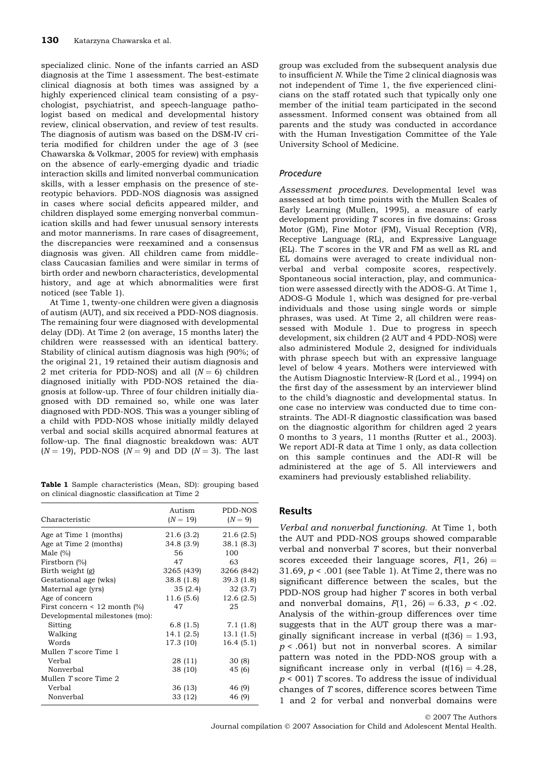specialized clinic. None of the infants carried an ASD diagnosis at the Time 1 assessment. The best-estimate clinical diagnosis at both times was assigned by a highly experienced clinical team consisting of a psychologist, psychiatrist, and speech-language pathologist based on medical and developmental history review, clinical observation, and review of test results. The diagnosis of autism was based on the DSM-IV criteria modified for children under the age of 3 (see Chawarska & Volkmar, 2005 for review) with emphasis on the absence of early-emerging dyadic and triadic interaction skills and limited nonverbal communication skills, with a lesser emphasis on the presence of stereotypic behaviors. PDD-NOS diagnosis was assigned in cases where social deficits appeared milder, and children displayed some emerging nonverbal communication skills and had fewer unusual sensory interests and motor mannerisms. In rare cases of disagreement, the discrepancies were reexamined and a consensus diagnosis was given. All children came from middle-class Caucasian families and were similar in terms of birth order and newborn characteristics, developmental history, and age at which abnormalities were first noticed (see Table 1).

At Time 1, twenty-one children were given a diagnosis of autism (AUT), and six received a PDD-NOS diagnosis. The remaining four were diagnosed with developmental delay (DD). At Time 2 (on average, 15 months later) the children were reassessed with an identical battery. Stability of clinical autism diagnosis was high (90%; of the original 21, 19 retained their autism diagnosis and 2 met criteria for PDD-NOS) and all ($N = 6$) children diagnosed initially with PDD-NOS retained the diagnosis at follow-up. Three of four children initially diagnosed with DD remained so, while one was later diagnosed with PDD-NOS. This was a younger sibling of a child with PDD-NOS whose initially mildly delayed verbal and social skills acquired abnormal features at follow-up. The final diagnostic breakdown was: AUT ($N = 19$), PDD-NOS ($N = 9$) and DD ($N = 3$). The last group was excluded from the subsequent analysis due to insufficient *N*. While the Time 2 clinical diagnosis was not independent of Time 1, the five experienced clinicians on the staff rotated such that typically only one member of the initial team participated in the second assessment. Informed consent was obtained from all parents and the study was conducted in accordance with the Human Investigation Committee of the Yale University School of Medicine.

**Table 1** Sample characteristics (Mean, SD): grouping based on clinical diagnostic classification at Time 2

| Characteristic | Autism ($N = 19$) | PDD-NOS ($N = 9$) |
|---|---|---|
| Age at Time 1 (months) | 21.6 (3.2) | 21.6 (2.5) |
| Age at Time 2 (months) | 34.8 (3.9) | 38.1 (8.3) |
| Male (%) | 56 | 100 |
| Firstborn (%) | 47 | 63 |
| Birth weight (g) | 3265 (439) | 3266 (842) |
| Gestational age (wks) | 38.8 (1.8) | 39.3 (1.8) |
| Maternal age (yrs) | 35 (2.4) | 32 (3.7) |
| Age of concern | 11.6 (5.6) | 12.6 (2.5) |
| First concern < 12 month (%) | 47 | 25 |
| Developmental milestones (mo): | | |
| Sitting | 6.8 (1.5) | 7.1 (1.8) |
| Walking | 14.1 (2.5) | 13.1 (1.5) |
| Words | 17.3 (10) | 16.4 (5.1) |
| Mullen *T* score Time 1 | | |
| Verbal | 28 (11) | 30 (8) |
| Nonverbal | 38 (10) | 45 (6) |
| Mullen *T* score Time 2 | | |
| Verbal | 36 (13) | 46 (9) |
| Nonverbal | 33 (12) | 46 (9) |

### Procedure

*Assessment procedures.* Developmental level was assessed at both time points with the Mullen Scales of Early Learning (Mullen, 1995), a measure of early development providing *T* scores in five domains: Gross Motor (GM), Fine Motor (FM), Visual Reception (VR), Receptive Language (RL), and Expressive Language (EL). The *T* scores in the VR and FM as well as RL and EL domains were averaged to create individual nonverbal and verbal composite scores, respectively. Spontaneous social interaction, play, and communication were assessed directly with the ADOS-G. At Time 1, ADOS-G Module 1, which was designed for pre-verbal individuals and those using single words or simple phrases, was used. At Time 2, all children were reassessed with Module 1. Due to progress in speech development, six children (2 AUT and 4 PDD-NOS) were also administered Module 2, designed for individuals with phrase speech but with an expressive language level of below 4 years. Mothers were interviewed with the Autism Diagnostic Interview-R (Lord et al., 1994) on the first day of the assessment by an interviewer blind to the child's diagnostic and developmental status. In one case no interview was conducted due to time constraints. The ADI-R diagnostic classification was based on the diagnostic algorithm for children aged 2 years 0 months to 3 years, 11 months (Rutter et al., 2003). We report ADI-R data at Time 1 only, as data collection on this sample continues and the ADI-R will be administered at the age of 5. All interviewers and examiners had previously established reliability.

## Results

*Verbal and nonverbal functioning.* At Time 1, both the AUT and PDD-NOS groups showed comparable verbal and nonverbal *T* scores, but their nonverbal scores exceeded their language scores, $F(1, 26) = 31.69$, $p < .001$ (see Table 1). At Time 2, there was no significant difference between the scales, but the PDD-NOS group had higher *T* scores in both verbal and nonverbal domains, $F(1, 26) = 6.33$, $p < .02$. Analysis of the within-group differences over time suggests that in the AUT group there was a marginally significant increase in verbal ($t(36) = 1.93$, $p < .061$) but not in nonverbal scores. A similar pattern was noted in the PDD-NOS group with a significant increase only in verbal ($t(16) = 4.28$, $p <$ 001) *T* scores. To address the issue of individual changes of *T* scores, difference scores between Time 1 and 2 for verbal and nonverbal domains were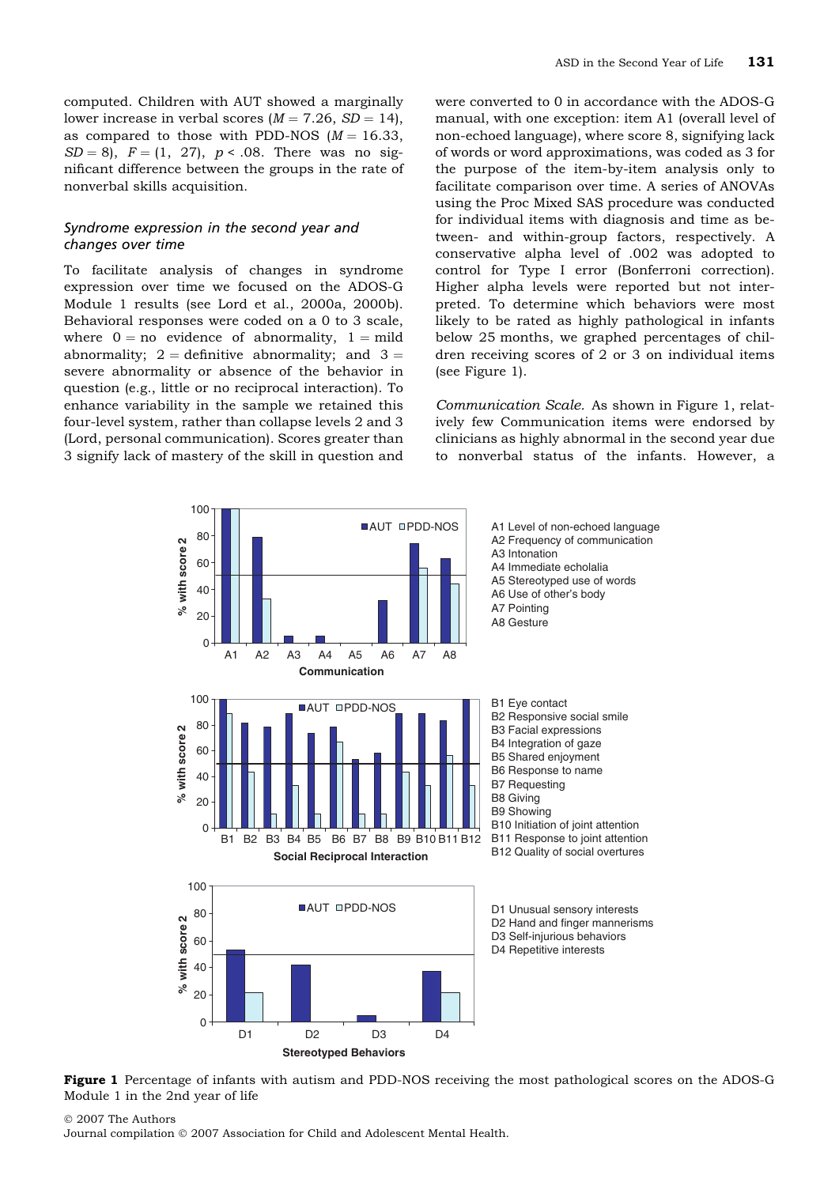computed. Children with AUT showed a marginally lower increase in verbal scores ($M = 7.26$, $SD = 14$), as compared to those with PDD-NOS ($M = 16.33$, $SD = 8$), $F = (1, 27)$, $p < .08$. There was no significant difference between the groups in the rate of nonverbal skills acquisition.

### *Syndrome expression in the second year and changes over time*

To facilitate analysis of changes in syndrome expression over time we focused on the ADOS-G Module 1 results (see Lord et al., 2000a, 2000b). Behavioral responses were coded on a 0 to 3 scale, where 0 = no evidence of abnormality, 1 = mild abnormality; 2 = definitive abnormality; and 3 = severe abnormality or absence of the behavior in question (e.g., little or no reciprocal interaction). To enhance variability in the sample we retained this four-level system, rather than collapse levels 2 and 3 (Lord, personal communication). Scores greater than 3 signify lack of mastery of the skill in question and were converted to 0 in accordance with the ADOS-G manual, with one exception: item A1 (overall level of non-echoed language), where score 8, signifying lack of words or word approximations, was coded as 3 for the purpose of the item-by-item analysis only to facilitate comparison over time. A series of ANOVAs using the Proc Mixed SAS procedure was conducted for individual items with diagnosis and time as between- and within-group factors, respectively. A conservative alpha level of .002 was adopted to control for Type I error (Bonferroni correction). Higher alpha levels were reported but not interpreted. To determine which behaviors were most likely to be rated as highly pathological in infants below 25 months, we graphed percentages of children receiving scores of 2 or 3 on individual items (see Figure 1).

*Communication Scale.* As shown in Figure 1, relatively few Communication items were endorsed by clinicians as highly abnormal in the second year due to nonverbal status of the infants. However, a

**Figure 1** Percentage of infants with autism and PDD-NOS receiving the most pathological scores on the ADOS-G Module 1 in the 2nd year of life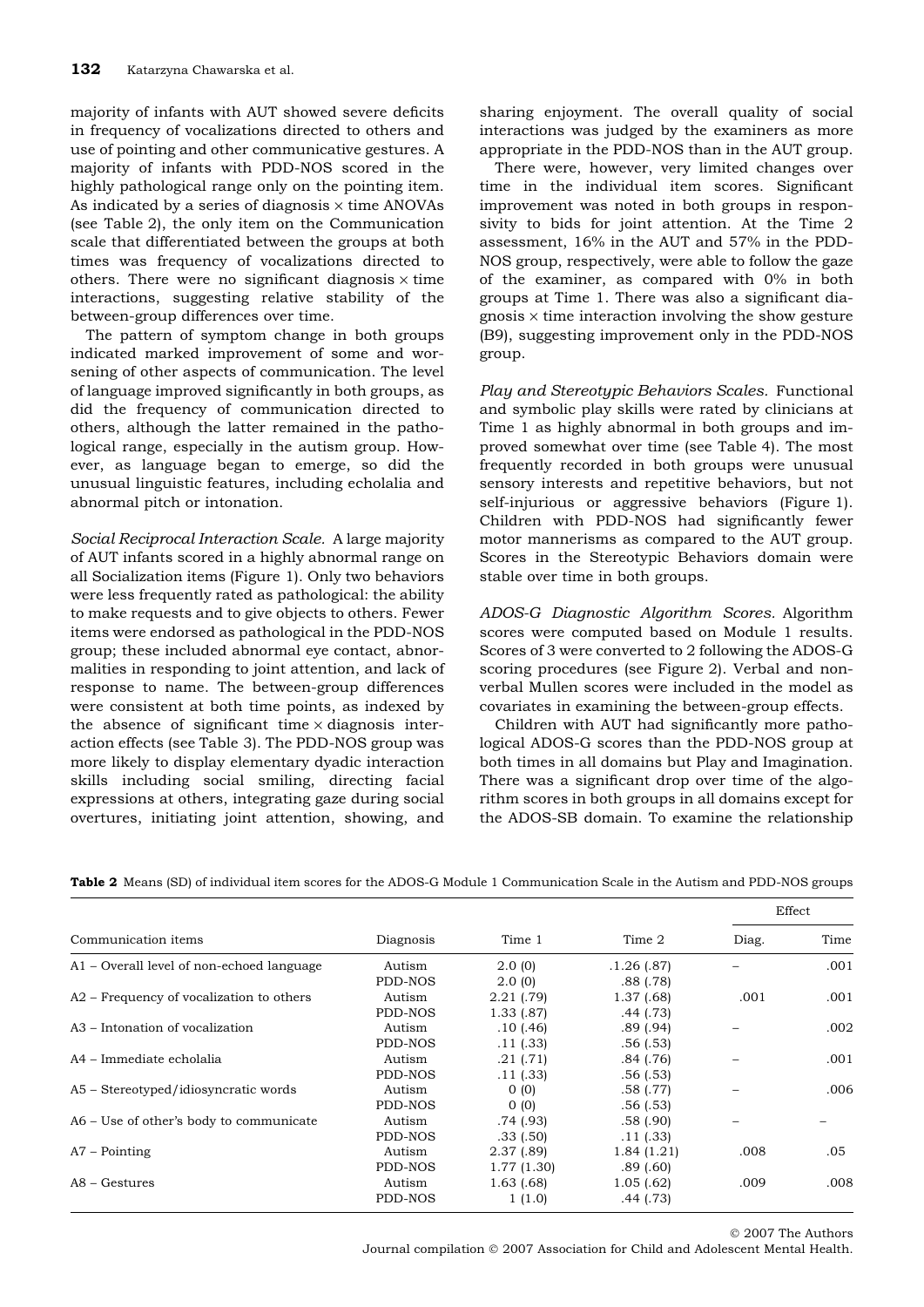majority of infants with AUT showed severe deficits in frequency of vocalizations directed to others and use of pointing and other communicative gestures. A majority of infants with PDD-NOS scored in the highly pathological range only on the pointing item. As indicated by a series of diagnosis × time ANOVAs (see Table 2), the only item on the Communication scale that differentiated between the groups at both times was frequency of vocalizations directed to others. There were no significant diagnosis × time interactions, suggesting relative stability of the between-group differences over time.

The pattern of symptom change in both groups indicated marked improvement of some and worsening of other aspects of communication. The level of language improved significantly in both groups, as did the frequency of communication directed to others, although the latter remained in the pathological range, especially in the autism group. However, as language began to emerge, so did the unusual linguistic features, including echolalia and abnormal pitch or intonation.

*Social Reciprocal Interaction Scale.* A large majority of AUT infants scored in a highly abnormal range on all Socialization items (Figure 1). Only two behaviors were less frequently rated as pathological: the ability to make requests and to give objects to others. Fewer items were endorsed as pathological in the PDD-NOS group; these included abnormal eye contact, abnormalities in responding to joint attention, and lack of response to name. The between-group differences were consistent at both time points, as indexed by the absence of significant time × diagnosis interaction effects (see Table 3). The PDD-NOS group was more likely to display elementary dyadic interaction skills including social smiling, directing facial expressions at others, integrating gaze during social overtures, initiating joint attention, showing, and sharing enjoyment. The overall quality of social interactions was judged by the examiners as more appropriate in the PDD-NOS than in the AUT group.

There were, however, very limited changes over time in the individual item scores. Significant improvement was noted in both groups in responsivity to bids for joint attention. At the Time 2 assessment, 16% in the AUT and 57% in the PDD-NOS group, respectively, were able to follow the gaze of the examiner, as compared with 0% in both groups at Time 1. There was also a significant diagnosis × time interaction involving the show gesture (B9), suggesting improvement only in the PDD-NOS group.

*Play and Stereotypic Behaviors Scales.* Functional and symbolic play skills were rated by clinicians at Time 1 as highly abnormal in both groups and improved somewhat over time (see Table 4). The most frequently recorded in both groups were unusual sensory interests and repetitive behaviors, but not self-injurious or aggressive behaviors (Figure 1). Children with PDD-NOS had significantly fewer motor mannerisms as compared to the AUT group. Scores in the Stereotypic Behaviors domain were stable over time in both groups.

*ADOS-G Diagnostic Algorithm Scores.* Algorithm scores were computed based on Module 1 results. Scores of 3 were converted to 2 following the ADOS-G scoring procedures (see Figure 2). Verbal and nonverbal Mullen scores were included in the model as covariates in examining the between-group effects.

Children with AUT had significantly more pathological ADOS-G scores than the PDD-NOS group at both times in all domains but Play and Imagination. There was a significant drop over time of the algorithm scores in both groups in all domains except for the ADOS-SB domain. To examine the relationship

**Table 2** Means (SD) of individual item scores for the ADOS-G Module 1 Communication Scale in the Autism and PDD-NOS groups

| Communication items | Diagnosis | Time 1 | Time 2 | Effect | |
|---|---|---|---|---|---|
| | | | | Diag. | Time |
| A1 – Overall level of non-echoed language | Autism | 2.0 (0) | .1.26 (.87) | – | .001 |
| | PDD-NOS | 2.0 (0) | .88 (.78) | | |
| A2 – Frequency of vocalization to others | Autism | 2.21 (.79) | 1.37 (.68) | .001 | .001 |
| | PDD-NOS | 1.33 (.87) | .44 (.73) | | |
| A3 – Intonation of vocalization | Autism | .10 (.46) | .89 (.94) | – | .002 |
| | PDD-NOS | .11 (.33) | .56 (.53) | | |
| A4 – Immediate echolalia | Autism | .21 (.71) | .84 (.76) | – | .001 |
| | PDD-NOS | .11 (.33) | .56 (.53) | | |
| A5 – Stereotyped/idiosyncratic words | Autism | 0 (0) | .58 (.77) | – | .006 |
| | PDD-NOS | 0 (0) | .56 (.53) | | |
| A6 – Use of other's body to communicate | Autism | .74 (.93) | .58 (.90) | – | – |
| | PDD-NOS | .33 (.50) | .11 (.33) | | |
| A7 – Pointing | Autism | 2.37 (.89) | 1.84 (1.21) | .008 | .05 |
| | PDD-NOS | 1.77 (1.30) | .89 (.60) | | |
| A8 – Gestures | Autism | 1.63 (.68) | 1.05 (.62) | .009 | .008 |
| | PDD-NOS | 1 (1.0) | .44 (.73) | | |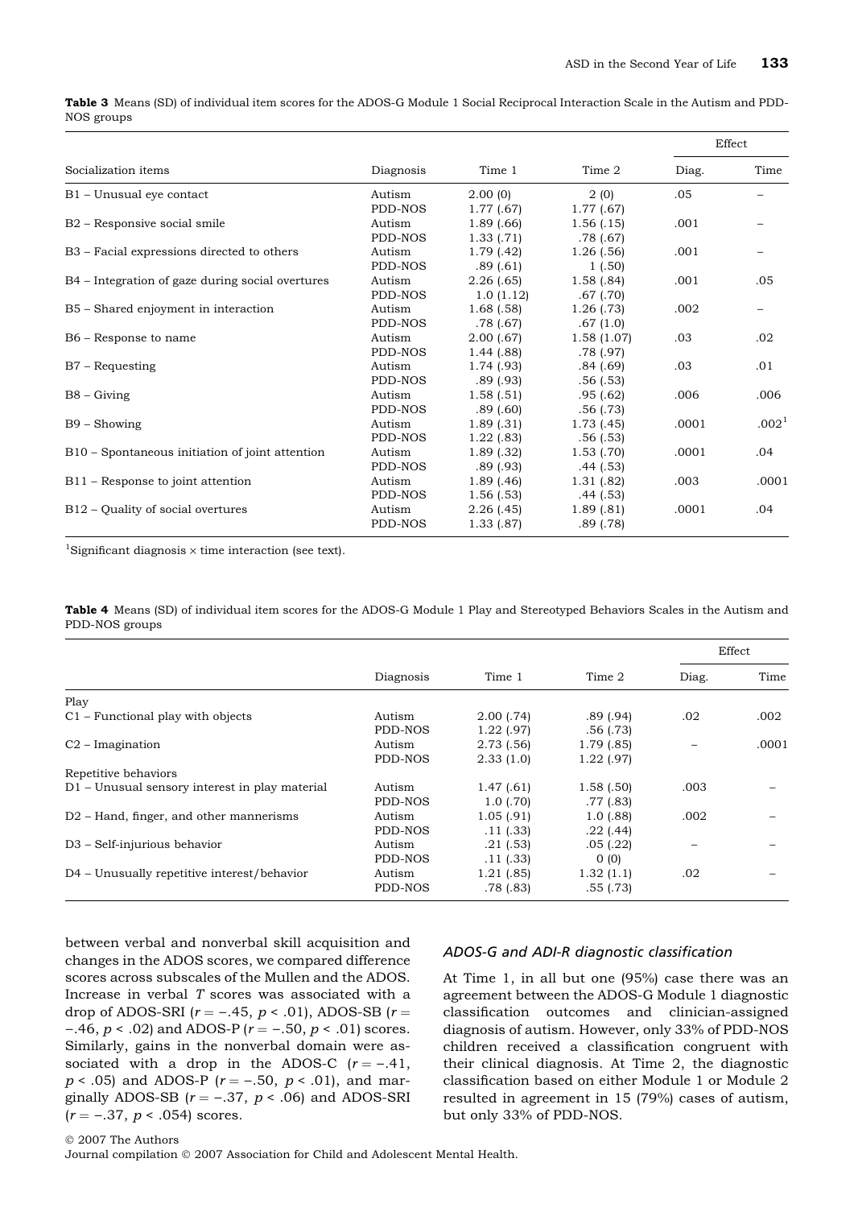**Table 3** Means (SD) of individual item scores for the ADOS-G Module 1 Social Reciprocal Interaction Scale in the Autism and PDD-NOS groups

| | | | | Effect | |
|---|---|---|---|---|---|
| Socialization items | Diagnosis | Time 1 | Time 2 | Diag. | Time |
| B1 – Unusual eye contact | Autism | 2.00 (0) | 2 (0) | .05 | – |
| | PDD-NOS | 1.77 (.67) | 1.77 (.67) | | |
| B2 – Responsive social smile | Autism | 1.89 (.66) | 1.56 (.15) | .001 | – |
| | PDD-NOS | 1.33 (.71) | .78 (.67) | | |
| B3 – Facial expressions directed to others | Autism | 1.79 (.42) | 1.26 (.56) | .001 | – |
| | PDD-NOS | .89 (.61) | 1 (.50) | | |
| B4 – Integration of gaze during social overtures | Autism | 2.26 (.65) | 1.58 (.84) | .001 | .05 |
| | PDD-NOS | 1.0 (1.12) | .67 (.70) | | |
| B5 – Shared enjoyment in interaction | Autism | 1.68 (.58) | 1.26 (.73) | .002 | – |
| | PDD-NOS | .78 (.67) | .67 (1.0) | | |
| B6 – Response to name | Autism | 2.00 (.67) | 1.58 (1.07) | .03 | .02 |
| | PDD-NOS | 1.44 (.88) | .78 (.97) | | |
| B7 – Requesting | Autism | 1.74 (.93) | .84 (.69) | .03 | .01 |
| | PDD-NOS | .89 (.93) | .56 (.53) | | |
| B8 – Giving | Autism | 1.58 (.51) | .95 (.62) | .006 | .006 |
| | PDD-NOS | .89 (.60) | .56 (.73) | | |
| B9 – Showing | Autism | 1.89 (.31) | 1.73 (.45) | .0001 | .002[1] |
| | PDD-NOS | 1.22 (.83) | .56 (.53) | | |
| B10 – Spontaneous initiation of joint attention | Autism | 1.89 (.32) | 1.53 (.70) | .0001 | .04 |
| | PDD-NOS | .89 (.93) | .44 (.53) | | |
| B11 – Response to joint attention | Autism | 1.89 (.46) | 1.31 (.82) | .003 | .0001 |
| | PDD-NOS | 1.56 (.53) | .44 (.53) | | |
| B12 – Quality of social overtures | Autism | 2.26 (.45) | 1.89 (.81) | .0001 | .04 |
| | PDD-NOS | 1.33 (.87) | .89 (.78) | | |

[1]Significant diagnosis × time interaction (see text).

**Table 4** Means (SD) of individual item scores for the ADOS-G Module 1 Play and Stereotyped Behaviors Scales in the Autism and PDD-NOS groups

| | | | | Effect | |
|---|---|---|---|---|---|
| | Diagnosis | Time 1 | Time 2 | Diag. | Time |
| Play | | | | | |
| C1 – Functional play with objects | Autism | 2.00 (.74) | .89 (.94) | .02 | .002 |
| | PDD-NOS | 1.22 (.97) | .56 (.73) | | |
| C2 – Imagination | Autism | 2.73 (.56) | 1.79 (.85) | – | .0001 |
| | PDD-NOS | 2.33 (1.0) | 1.22 (.97) | | |
| Repetitive behaviors | | | | | |
| D1 – Unusual sensory interest in play material | Autism | 1.47 (.61) | 1.58 (.50) | .003 | – |
| | PDD-NOS | 1.0 (.70) | .77 (.83) | | |
| D2 – Hand, finger, and other mannerisms | Autism | 1.05 (.91) | 1.0 (.88) | .002 | – |
| | PDD-NOS | .11 (.33) | .22 (.44) | | |
| D3 – Self-injurious behavior | Autism | .21 (.53) | .05 (.22) | – | – |
| | PDD-NOS | .11 (.33) | 0 (0) | | |
| D4 – Unusually repetitive interest/behavior | Autism | 1.21 (.85) | 1.32 (1.1) | .02 | – |
| | PDD-NOS | .78 (.83) | .55 (.73) | | |

between verbal and nonverbal skill acquisition and changes in the ADOS scores, we compared difference scores across subscales of the Mullen and the ADOS. Increase in verbal *T* scores was associated with a drop of ADOS-SRI ($r = -.45$, $p < .01$), ADOS-SB ($r = -.46$, $p < .02$) and ADOS-P ($r = -.50$, $p < .01$) scores. Similarly, gains in the nonverbal domain were associated with a drop in the ADOS-C ($r = -.41$, $p < .05$) and ADOS-P ($r = -.50$, $p < .01$), and marginally ADOS-SB ($r = -.37$, $p < .06$) and ADOS-SRI ($r = -.37$, $p < .054$) scores.

### *ADOS-G and ADI-R diagnostic classification*

At Time 1, in all but one (95%) case there was an agreement between the ADOS-G Module 1 diagnostic classification outcomes and clinician-assigned diagnosis of autism. However, only 33% of PDD-NOS children received a classification congruent with their clinical diagnosis. At Time 2, the diagnostic classification based on either Module 1 or Module 2 resulted in agreement in 15 (79%) cases of autism, but only 33% of PDD-NOS.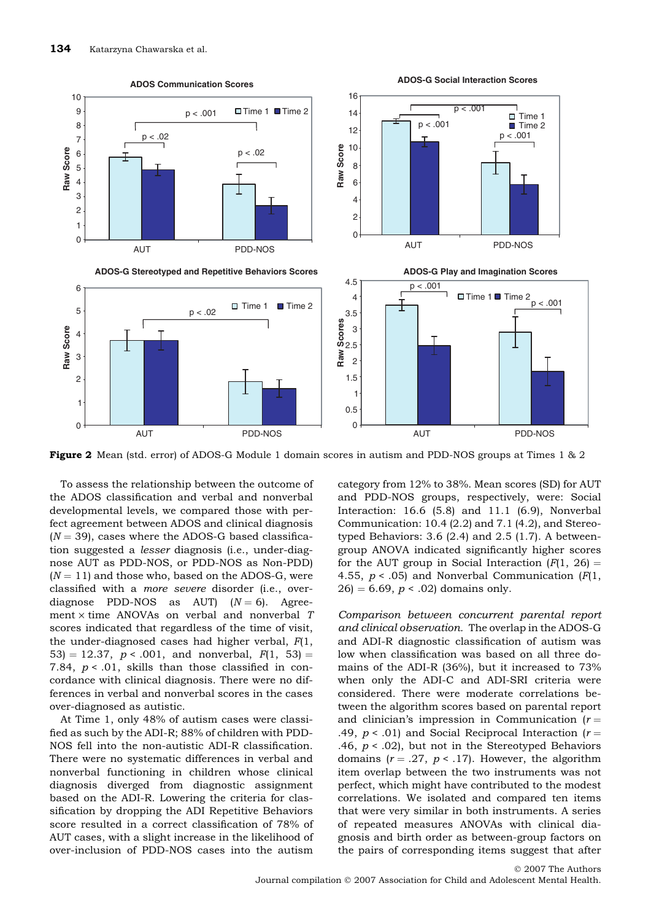**Figure 2** Mean (std. error) of ADOS-G Module 1 domain scores in autism and PDD-NOS groups at Times 1 & 2

To assess the relationship between the outcome of the ADOS classification and verbal and nonverbal developmental levels, we compared those with perfect agreement between ADOS and clinical diagnosis ($N = 39$), cases where the ADOS-G based classification suggested a *lesser* diagnosis (i.e., under-diagnose AUT as PDD-NOS, or PDD-NOS as Non-PDD) ($N = 11$) and those who, based on the ADOS-G, were classified with a *more severe* disorder (i.e., over-diagnose PDD-NOS as AUT) ($N = 6$). Agreement × time ANOVAs on verbal and nonverbal $T$ scores indicated that regardless of the time of visit, the under-diagnosed cases had higher verbal, $F(1, 53) = 12.37$, $p < .001$, and nonverbal, $F(1, 53) = 7.84$, $p < .01$, skills than those classified in concordance with clinical diagnosis. There were no differences in verbal and nonverbal scores in the cases over-diagnosed as autistic.

At Time 1, only 48% of autism cases were classified as such by the ADI-R; 88% of children with PDD-NOS fell into the non-autistic ADI-R classification. There were no systematic differences in verbal and nonverbal functioning in children whose clinical diagnosis diverged from diagnostic assignment based on the ADI-R. Lowering the criteria for classification by dropping the ADI Repetitive Behaviors score resulted in a correct classification of 78% of AUT cases, with a slight increase in the likelihood of over-inclusion of PDD-NOS cases into the autism category from 12% to 38%. Mean scores (SD) for AUT and PDD-NOS groups, respectively, were: Social Interaction: 16.6 (5.8) and 11.1 (6.9), Nonverbal Communication: 10.4 (2.2) and 7.1 (4.2), and Stereotyped Behaviors: 3.6 (2.4) and 2.5 (1.7). A between-group ANOVA indicated significantly higher scores for the AUT group in Social Interaction ($F(1, 26) = 4.55$, $p < .05$) and Nonverbal Communication ($F(1, 26) = 6.69$, $p < .02$) domains only.

*Comparison between concurrent parental report and clinical observation.* The overlap in the ADOS-G and ADI-R diagnostic classification of autism was low when classification was based on all three domains of the ADI-R (36%), but it increased to 73% when only the ADI-C and ADI-SRI criteria were considered. There were moderate correlations between the algorithm scores based on parental report and clinician's impression in Communication ($r = .49$, $p < .01$) and Social Reciprocal Interaction ($r = .46$, $p < .02$), but not in the Stereotyped Behaviors domains ($r = .27$, $p < .17$). However, the algorithm item overlap between the two instruments was not perfect, which might have contributed to the modest correlations. We isolated and compared ten items that were very similar in both instruments. A series of repeated measures ANOVAs with clinical diagnosis and birth order as between-group factors on the pairs of corresponding items suggest that after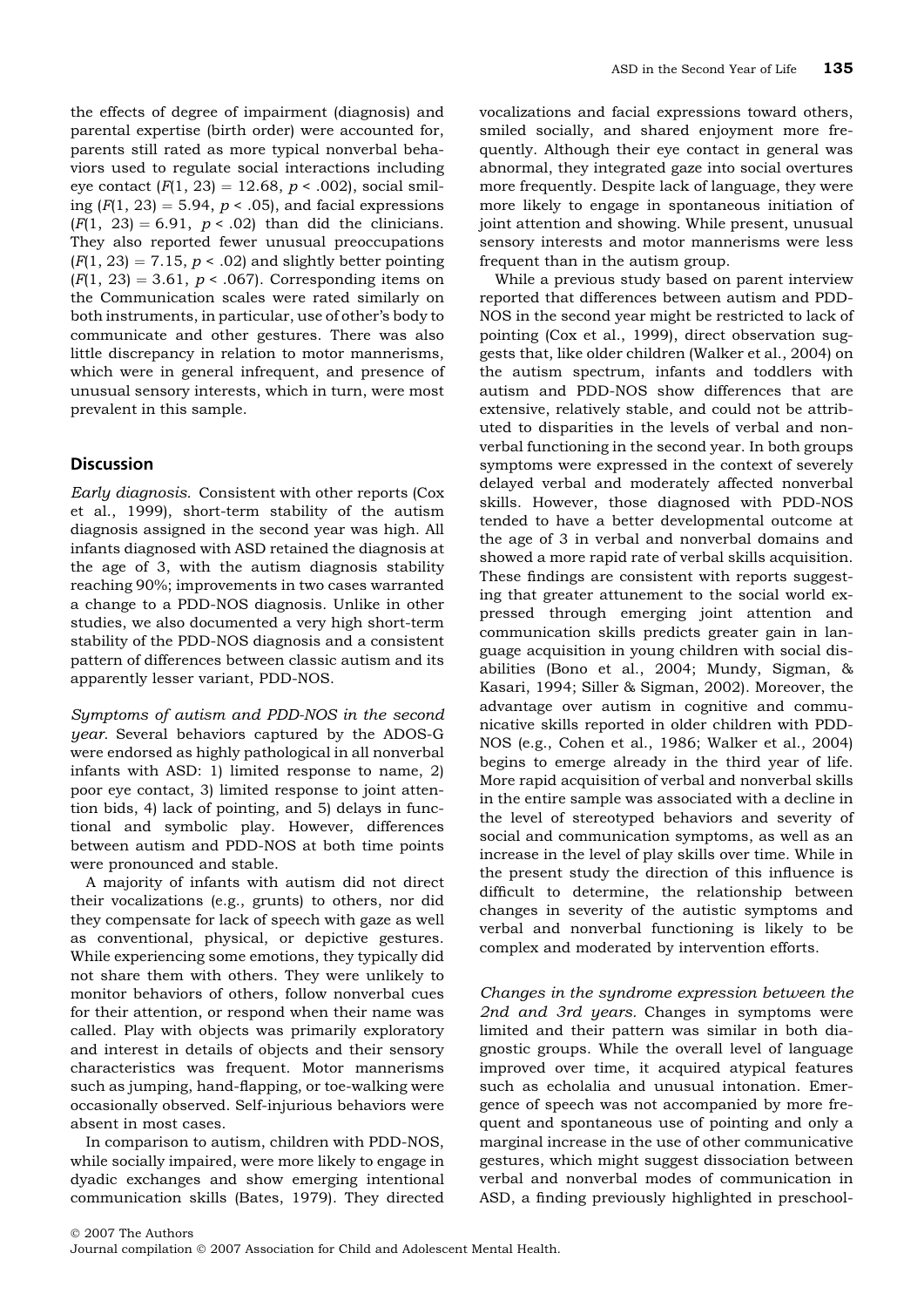the effects of degree of impairment (diagnosis) and parental expertise (birth order) were accounted for, parents still rated as more typical nonverbal behaviors used to regulate social interactions including eye contact ($F(1, 23) = 12.68$, $p < .002$), social smiling ($F(1, 23) = 5.94$, $p < .05$), and facial expressions ($F(1, 23) = 6.91$, $p < .02$) than did the clinicians. They also reported fewer unusual preoccupations ($F(1, 23) = 7.15$, $p < .02$) and slightly better pointing ($F(1, 23) = 3.61$, $p < .067$). Corresponding items on the Communication scales were rated similarly on both instruments, in particular, use of other's body to communicate and other gestures. There was also little discrepancy in relation to motor mannerisms, which were in general infrequent, and presence of unusual sensory interests, which in turn, were most prevalent in this sample.

## Discussion

*Early diagnosis.* Consistent with other reports (Cox et al., 1999), short-term stability of the autism diagnosis assigned in the second year was high. All infants diagnosed with ASD retained the diagnosis at the age of 3, with the autism diagnosis stability reaching 90%; improvements in two cases warranted a change to a PDD-NOS diagnosis. Unlike in other studies, we also documented a very high short-term stability of the PDD-NOS diagnosis and a consistent pattern of differences between classic autism and its apparently lesser variant, PDD-NOS.

*Symptoms of autism and PDD-NOS in the second year.* Several behaviors captured by the ADOS-G were endorsed as highly pathological in all nonverbal infants with ASD: 1) limited response to name, 2) poor eye contact, 3) limited response to joint attention bids, 4) lack of pointing, and 5) delays in functional and symbolic play. However, differences between autism and PDD-NOS at both time points were pronounced and stable.

A majority of infants with autism did not direct their vocalizations (e.g., grunts) to others, nor did they compensate for lack of speech with gaze as well as conventional, physical, or depictive gestures. While experiencing some emotions, they typically did not share them with others. They were unlikely to monitor behaviors of others, follow nonverbal cues for their attention, or respond when their name was called. Play with objects was primarily exploratory and interest in details of objects and their sensory characteristics was frequent. Motor mannerisms such as jumping, hand-flapping, or toe-walking were occasionally observed. Self-injurious behaviors were absent in most cases.

In comparison to autism, children with PDD-NOS, while socially impaired, were more likely to engage in dyadic exchanges and show emerging intentional communication skills (Bates, 1979). They directed vocalizations and facial expressions toward others, smiled socially, and shared enjoyment more frequently. Although their eye contact in general was abnormal, they integrated gaze into social overtures more frequently. Despite lack of language, they were more likely to engage in spontaneous initiation of joint attention and showing. While present, unusual sensory interests and motor mannerisms were less frequent than in the autism group.

While a previous study based on parent interview reported that differences between autism and PDD-NOS in the second year might be restricted to lack of pointing (Cox et al., 1999), direct observation suggests that, like older children (Walker et al., 2004) on the autism spectrum, infants and toddlers with autism and PDD-NOS show differences that are extensive, relatively stable, and could not be attributed to disparities in the levels of verbal and nonverbal functioning in the second year. In both groups symptoms were expressed in the context of severely delayed verbal and moderately affected nonverbal skills. However, those diagnosed with PDD-NOS tended to have a better developmental outcome at the age of 3 in verbal and nonverbal domains and showed a more rapid rate of verbal skills acquisition. These findings are consistent with reports suggesting that greater attunement to the social world expressed through emerging joint attention and communication skills predicts greater gain in language acquisition in young children with social disabilities (Bono et al., 2004; Mundy, Sigman, & Kasari, 1994; Siller & Sigman, 2002). Moreover, the advantage over autism in cognitive and communicative skills reported in older children with PDD-NOS (e.g., Cohen et al., 1986; Walker et al., 2004) begins to emerge already in the third year of life. More rapid acquisition of verbal and nonverbal skills in the entire sample was associated with a decline in the level of stereotyped behaviors and severity of social and communication symptoms, as well as an increase in the level of play skills over time. While in the present study the direction of this influence is difficult to determine, the relationship between changes in severity of the autistic symptoms and verbal and nonverbal functioning is likely to be complex and moderated by intervention efforts.

*Changes in the syndrome expression between the 2nd and 3rd years.* Changes in symptoms were limited and their pattern was similar in both diagnostic groups. While the overall level of language improved over time, it acquired atypical features such as echolalia and unusual intonation. Emergence of speech was not accompanied by more frequent and spontaneous use of pointing and only a marginal increase in the use of other communicative gestures, which might suggest dissociation between verbal and nonverbal modes of communication in ASD, a finding previously highlighted in preschool-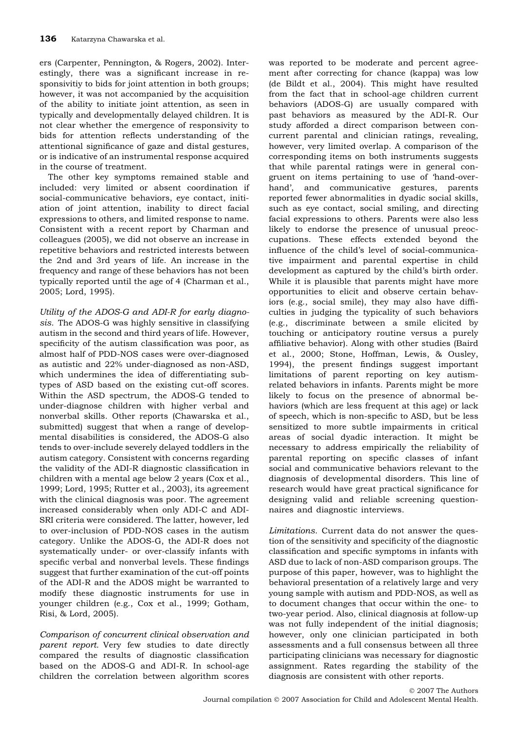ers (Carpenter, Pennington, & Rogers, 2002). Interestingly, there was a significant increase in responsivitiy to bids for joint attention in both groups; however, it was not accompanied by the acquisition of the ability to initiate joint attention, as seen in typically and developmentally delayed children. It is not clear whether the emergence of responsivity to bids for attention reflects understanding of the attentional significance of gaze and distal gestures, or is indicative of an instrumental response acquired in the course of treatment.

The other key symptoms remained stable and included: very limited or absent coordination if social-communicative behaviors, eye contact, initiation of joint attention, inability to direct facial expressions to others, and limited response to name. Consistent with a recent report by Charman and colleagues (2005), we did not observe an increase in repetitive behaviors and restricted interests between the 2nd and 3rd years of life. An increase in the frequency and range of these behaviors has not been typically reported until the age of 4 (Charman et al., 2005; Lord, 1995).

*Utility of the ADOS-G and ADI-R for early diagnosis.* The ADOS-G was highly sensitive in classifying autism in the second and third years of life. However, specificity of the autism classification was poor, as almost half of PDD-NOS cases were over-diagnosed as autistic and 22% under-diagnosed as non-ASD, which undermines the idea of differentiating subtypes of ASD based on the existing cut-off scores. Within the ASD spectrum, the ADOS-G tended to under-diagnose children with higher verbal and nonverbal skills. Other reports (Chawarska et al., submitted) suggest that when a range of developmental disabilities is considered, the ADOS-G also tends to over-include severely delayed toddlers in the autism category. Consistent with concerns regarding the validity of the ADI-R diagnostic classification in children with a mental age below 2 years (Cox et al., 1999; Lord, 1995; Rutter et al., 2003), its agreement with the clinical diagnosis was poor. The agreement increased considerably when only ADI-C and ADI-SRI criteria were considered. The latter, however, led to over-inclusion of PDD-NOS cases in the autism category. Unlike the ADOS-G, the ADI-R does not systematically under- or over-classify infants with specific verbal and nonverbal levels. These findings suggest that further examination of the cut-off points of the ADI-R and the ADOS might be warranted to modify these diagnostic instruments for use in younger children (e.g., Cox et al., 1999; Gotham, Risi, & Lord, 2005).

*Comparison of concurrent clinical observation and parent report.* Very few studies to date directly compared the results of diagnostic classification based on the ADOS-G and ADI-R. In school-age children the correlation between algorithm scores was reported to be moderate and percent agreement after correcting for chance (kappa) was low (de Bildt et al., 2004). This might have resulted from the fact that in school-age children current behaviors (ADOS-G) are usually compared with past behaviors as measured by the ADI-R. Our study afforded a direct comparison between concurrent parental and clinician ratings, revealing, however, very limited overlap. A comparison of the corresponding items on both instruments suggests that while parental ratings were in general congruent on items pertaining to use of 'hand-over-hand', and communicative gestures, parents reported fewer abnormalities in dyadic social skills, such as eye contact, social smiling, and directing facial expressions to others. Parents were also less likely to endorse the presence of unusual preoccupations. These effects extended beyond the influence of the child's level of social-communicative impairment and parental expertise in child development as captured by the child's birth order. While it is plausible that parents might have more opportunities to elicit and observe certain behaviors (e.g., social smile), they may also have difficulties in judging the typicality of such behaviors (e.g., discriminate between a smile elicited by touching or anticipatory routine versus a purely affiliative behavior). Along with other studies (Baird et al., 2000; Stone, Hoffman, Lewis, & Ousley, 1994), the present findings suggest important limitations of parent reporting on key autism-related behaviors in infants. Parents might be more likely to focus on the presence of abnormal behaviors (which are less frequent at this age) or lack of speech, which is non-specific to ASD, but be less sensitized to more subtle impairments in critical areas of social dyadic interaction. It might be necessary to address empirically the reliability of parental reporting on specific classes of infant social and communicative behaviors relevant to the diagnosis of developmental disorders. This line of research would have great practical significance for designing valid and reliable screening questionnaires and diagnostic interviews.

*Limitations.* Current data do not answer the question of the sensitivity and specificity of the diagnostic classification and specific symptoms in infants with ASD due to lack of non-ASD comparison groups. The purpose of this paper, however, was to highlight the behavioral presentation of a relatively large and very young sample with autism and PDD-NOS, as well as to document changes that occur within the one- to two-year period. Also, clinical diagnosis at follow-up was not fully independent of the initial diagnosis; however, only one clinician participated in both assessments and a full consensus between all three participating clinicians was necessary for diagnostic assignment. Rates regarding the stability of the diagnosis are consistent with other reports.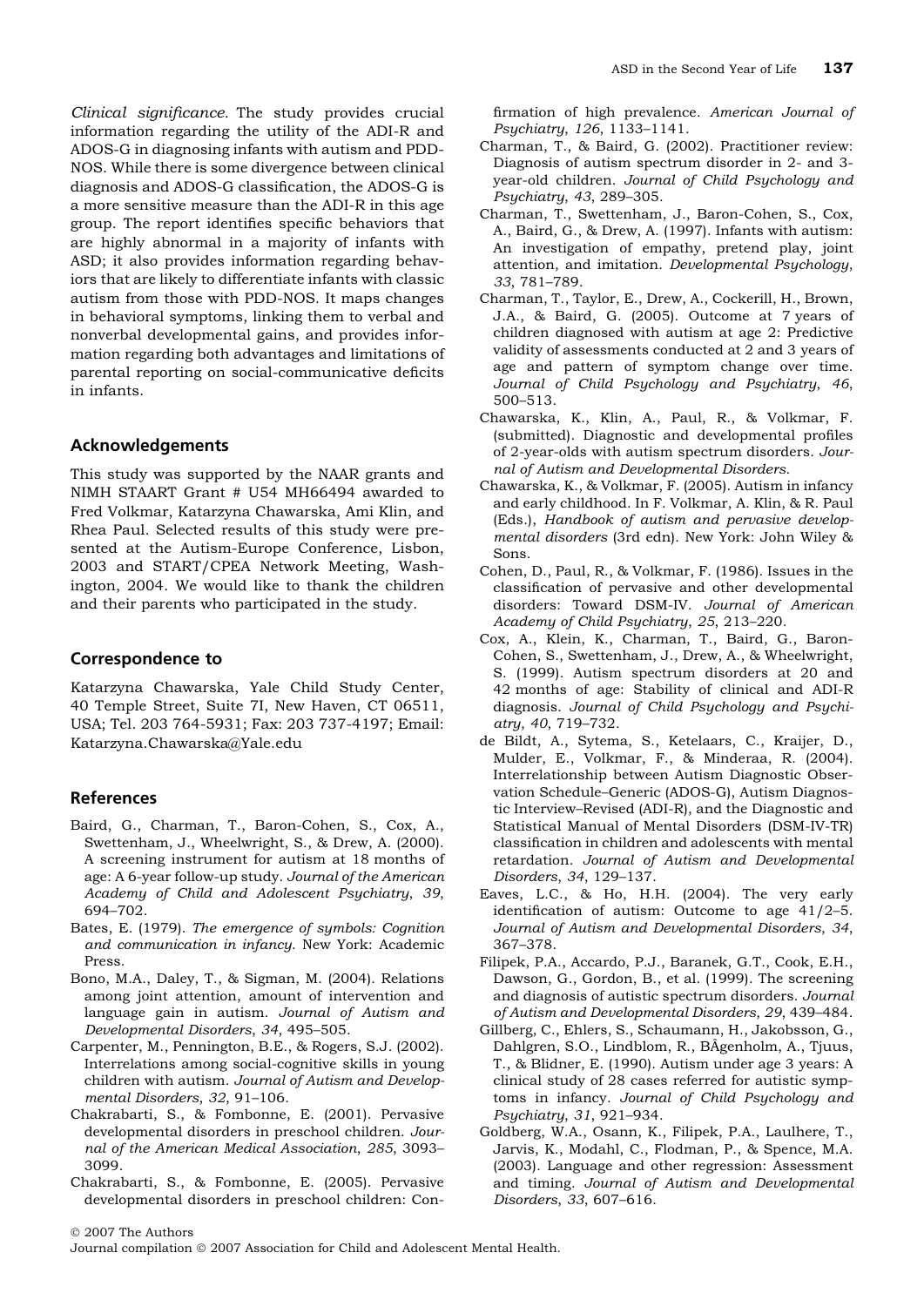*Clinical significance.* The study provides crucial information regarding the utility of the ADI-R and ADOS-G in diagnosing infants with autism and PDD-NOS. While there is some divergence between clinical diagnosis and ADOS-G classification, the ADOS-G is a more sensitive measure than the ADI-R in this age group. The report identifies specific behaviors that are highly abnormal in a majority of infants with ASD; it also provides information regarding behaviors that are likely to differentiate infants with classic autism from those with PDD-NOS. It maps changes in behavioral symptoms, linking them to verbal and nonverbal developmental gains, and provides information regarding both advantages and limitations of parental reporting on social-communicative deficits in infants.

## Acknowledgements

This study was supported by the NAAR grants and NIMH STAART Grant # U54 MH66494 awarded to Fred Volkmar, Katarzyna Chawarska, Ami Klin, and Rhea Paul. Selected results of this study were presented at the Autism-Europe Conference, Lisbon, 2003 and START/CPEA Network Meeting, Washington, 2004. We would like to thank the children and their parents who participated in the study.

## Correspondence to

Katarzyna Chawarska, Yale Child Study Center, 40 Temple Street, Suite 7I, New Haven, CT 06511, USA; Tel. 203 764-5931; Fax: 203 737-4197; Email: Katarzyna.Chawarska@Yale.edu

## References

Baird, G., Charman, T., Baron-Cohen, S., Cox, A., Swettenham, J., Wheelwright, S., & Drew, A. (2000). A screening instrument for autism at 18 months of age: A 6-year follow-up study. *Journal of the American Academy of Child and Adolescent Psychiatry*, *39*, 694–702.

Bates, E. (1979). *The emergence of symbols: Cognition and communication in infancy*. New York: Academic Press.

Bono, M.A., Daley, T., & Sigman, M. (2004). Relations among joint attention, amount of intervention and language gain in autism. *Journal of Autism and Developmental Disorders*, *34*, 495–505.

Carpenter, M., Pennington, B.E., & Rogers, S.J. (2002). Interrelations among social-cognitive skills in young children with autism. *Journal of Autism and Developmental Disorders*, *32*, 91–106.

Chakrabarti, S., & Fombonne, E. (2001). Pervasive developmental disorders in preschool children. *Journal of the American Medical Association*, *285*, 3093–3099.

Chakrabarti, S., & Fombonne, E. (2005). Pervasive developmental disorders in preschool children: Confirmation of high prevalence. *American Journal of Psychiatry*, *126*, 1133–1141.

Charman, T., & Baird, G. (2002). Practitioner review: Diagnosis of autism spectrum disorder in 2- and 3-year-old children. *Journal of Child Psychology and Psychiatry*, *43*, 289–305.

Charman, T., Swettenham, J., Baron-Cohen, S., Cox, A., Baird, G., & Drew, A. (1997). Infants with autism: An investigation of empathy, pretend play, joint attention, and imitation. *Developmental Psychology*, *33*, 781–789.

Charman, T., Taylor, E., Drew, A., Cockerill, H., Brown, J.A., & Baird, G. (2005). Outcome at 7 years of children diagnosed with autism at age 2: Predictive validity of assessments conducted at 2 and 3 years of age and pattern of symptom change over time. *Journal of Child Psychology and Psychiatry*, *46*, 500–513.

Chawarska, K., Klin, A., Paul, R., & Volkmar, F. (submitted). Diagnostic and developmental profiles of 2-year-olds with autism spectrum disorders. *Journal of Autism and Developmental Disorders*.

Chawarska, K., & Volkmar, F. (2005). Autism in infancy and early childhood. In F. Volkmar, A. Klin, & R. Paul (Eds.), *Handbook of autism and pervasive developmental disorders* (3rd edn). New York: John Wiley & Sons.

Cohen, D., Paul, R., & Volkmar, F. (1986). Issues in the classification of pervasive and other developmental disorders: Toward DSM-IV. *Journal of American Academy of Child Psychiatry*, *25*, 213–220.

Cox, A., Klein, K., Charman, T., Baird, G., Baron-Cohen, S., Swettenham, J., Drew, A., & Wheelwright, S. (1999). Autism spectrum disorders at 20 and 42 months of age: Stability of clinical and ADI-R diagnosis. *Journal of Child Psychology and Psychiatry*, *40*, 719–732.

de Bildt, A., Sytema, S., Ketelaars, C., Kraijer, D., Mulder, E., Volkmar, F., & Minderaa, R. (2004). Interrelationship between Autism Diagnostic Observation Schedule–Generic (ADOS-G), Autism Diagnostic Interview–Revised (ADI-R), and the Diagnostic and Statistical Manual of Mental Disorders (DSM-IV-TR) classification in children and adolescents with mental retardation. *Journal of Autism and Developmental Disorders*, *34*, 129–137.

Eaves, L.C., & Ho, H.H. (2004). The very early identification of autism: Outcome to age 41/2–5. *Journal of Autism and Developmental Disorders*, *34*, 367–378.

Filipek, P.A., Accardo, P.J., Baranek, G.T., Cook, E.H., Dawson, G., Gordon, B., et al. (1999). The screening and diagnosis of autistic spectrum disorders. *Journal of Autism and Developmental Disorders*, *29*, 439–484.

Gillberg, C., Ehlers, S., Schaumann, H., Jakobsson, G., Dahlgren, S.O., Lindblom, R., BÅgenholm, A., Tjuus, T., & Blidner, E. (1990). Autism under age 3 years: A clinical study of 28 cases referred for autistic symptoms in infancy. *Journal of Child Psychology and Psychiatry*, *31*, 921–934.

Goldberg, W.A., Osann, K., Filipek, P.A., Laulhere, T., Jarvis, K., Modahl, C., Flodman, P., & Spence, M.A. (2003). Language and other regression: Assessment and timing. *Journal of Autism and Developmental Disorders*, *33*, 607–616.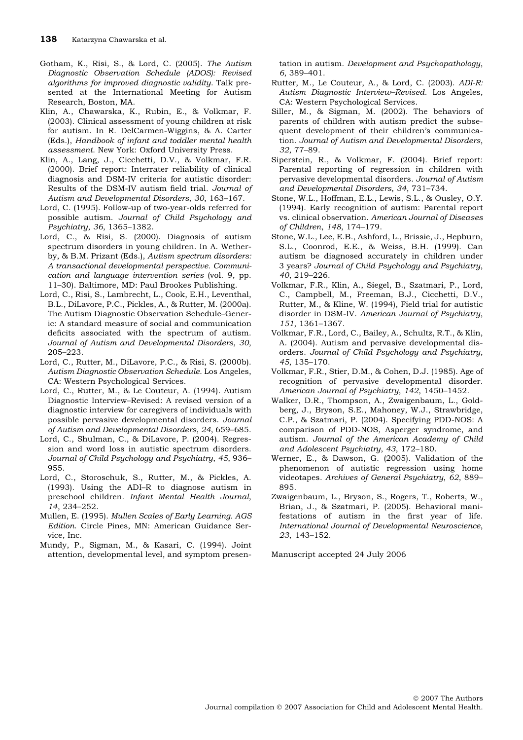Gotham, K., Risi, S., & Lord, C. (2005). *The Autism Diagnostic Observation Schedule (ADOS): Revised algorithms for improved diagnostic validity*. Talk presented at the International Meeting for Autism Research, Boston, MA.

Klin, A., Chawarska, K., Rubin, E., & Volkmar, F. (2003). Clinical assessment of young children at risk for autism. In R. DelCarmen-Wiggins, & A. Carter (Eds.), *Handbook of infant and toddler mental health assessment*. New York: Oxford University Press.

Klin, A., Lang, J., Cicchetti, D.V., & Volkmar, F.R. (2000). Brief report: Interrater reliability of clinical diagnosis and DSM-IV criteria for autistic disorder: Results of the DSM-IV autism field trial. *Journal of Autism and Developmental Disorders*, *30*, 163–167.

Lord, C. (1995). Follow-up of two-year-olds referred for possible autism. *Journal of Child Psychology and Psychiatry*, *36*, 1365–1382.

Lord, C., & Risi, S. (2000). Diagnosis of autism spectrum disorders in young children. In A. Wetherby, & B.M. Prizant (Eds.), *Autism spectrum disorders: A transactional developmental perspective. Communication and language intervention series* (vol. 9, pp. 11–30). Baltimore, MD: Paul Brookes Publishing.

Lord, C., Risi, S., Lambrecht, L., Cook, E.H., Leventhal, B.L., DiLavore, P.C., Pickles, A., & Rutter, M. (2000a). The Autism Diagnostic Observation Schedule–Generic: A standard measure of social and communication deficits associated with the spectrum of autism. *Journal of Autism and Developmental Disorders*, *30*, 205–223.

Lord, C., Rutter, M., DiLavore, P.C., & Risi, S. (2000b). *Autism Diagnostic Observation Schedule*. Los Angeles, CA: Western Psychological Services.

Lord, C., Rutter, M., & Le Couteur, A. (1994). Autism Diagnostic Interview–Revised: A revised version of a diagnostic interview for caregivers of individuals with possible pervasive developmental disorders. *Journal of Autism and Developmental Disorders*, *24*, 659–685.

Lord, C., Shulman, C., & DiLavore, P. (2004). Regression and word loss in autistic spectrum disorders. *Journal of Child Psychology and Psychiatry*, *45*, 936–955.

Lord, C., Storoschuk, S., Rutter, M., & Pickles, A. (1993). Using the ADI–R to diagnose autism in preschool children. *Infant Mental Health Journal*, *14*, 234–252.

Mullen, E. (1995). *Mullen Scales of Early Learning. AGS Edition*. Circle Pines, MN: American Guidance Service, Inc.

Mundy, P., Sigman, M., & Kasari, C. (1994). Joint attention, developmental level, and symptom presentation in autism. *Development and Psychopathology*, *6*, 389–401.

Rutter, M., Le Couteur, A., & Lord, C. (2003). *ADI-R: Autism Diagnostic Interview–Revised*. Los Angeles, CA: Western Psychological Services.

Siller, M., & Sigman, M. (2002). The behaviors of parents of children with autism predict the subsequent development of their children's communication. *Journal of Autism and Developmental Disorders*, *32*, 77–89.

Siperstein, R., & Volkmar, F. (2004). Brief report: Parental reporting of regression in children with pervasive developmental disorders. *Journal of Autism and Developmental Disorders*, *34*, 731–734.

Stone, W.L., Hoffman, E.L., Lewis, S.L., & Ousley, O.Y. (1994). Early recognition of autism: Parental report vs. clinical observation. *American Journal of Diseases of Children*, *148*, 174–179.

Stone, W.L., Lee, E.B., Ashford, L., Brissie, J., Hepburn, S.L., Coonrod, E.E., & Weiss, B.H. (1999). Can autism be diagnosed accurately in children under 3 years? *Journal of Child Psychology and Psychiatry*, *40*, 219–226.

Volkmar, F.R., Klin, A., Siegel, B., Szatmari, P., Lord, C., Campbell, M., Freeman, B.J., Cicchetti, D.V., Rutter, M., & Kline, W. (1994), Field trial for autistic disorder in DSM-IV. *American Journal of Psychiatry*, *151*, 1361–1367.

Volkmar, F.R., Lord, C., Bailey, A., Schultz, R.T., & Klin, A. (2004). Autism and pervasive developmental disorders. *Journal of Child Psychology and Psychiatry*, *45*, 135–170.

Volkmar, F.R., Stier, D.M., & Cohen, D.J. (1985). Age of recognition of pervasive developmental disorder. *American Journal of Psychiatry*, *142*, 1450–1452.

Walker, D.R., Thompson, A., Zwaigenbaum, L., Goldberg, J., Bryson, S.E., Mahoney, W.J., Strawbridge, C.P., & Szatmari, P. (2004). Specifying PDD-NOS: A comparison of PDD-NOS, Asperger syndrome, and autism. *Journal of the American Academy of Child and Adolescent Psychiatry*, *43*, 172–180.

Werner, E., & Dawson, G. (2005). Validation of the phenomenon of autistic regression using home videotapes. *Archives of General Psychiatry*, *62*, 889–895.

Zwaigenbaum, L., Bryson, S., Rogers, T., Roberts, W., Brian, J., & Szatmari, P. (2005). Behavioral manifestations of autism in the first year of life. *International Journal of Developmental Neuroscience*, *23*, 143–152.

Manuscript accepted 24 July 2006